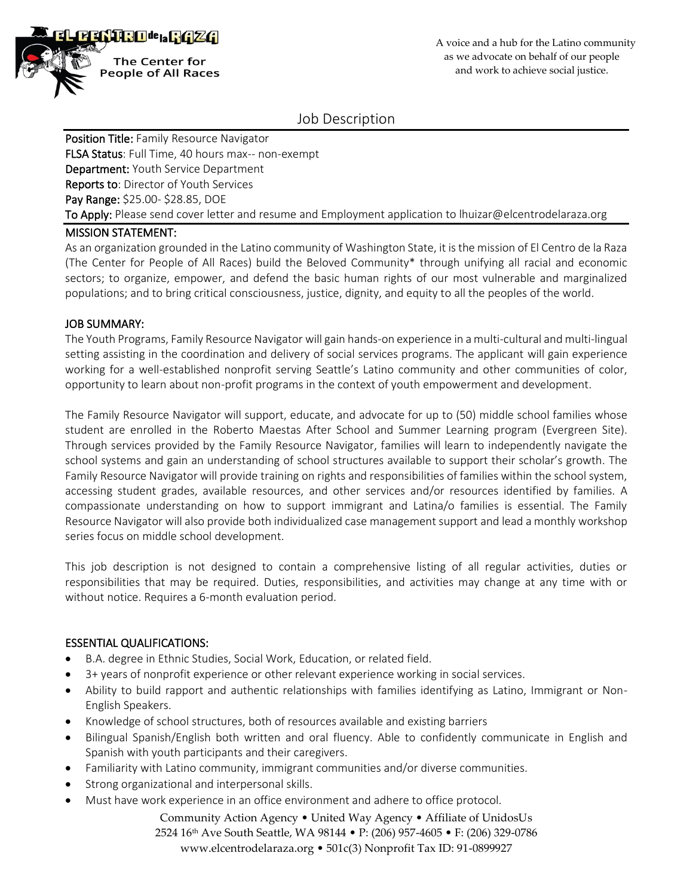**EL CENTRO de la RAZA**
**The Center for People of All Races**

A voice and a hub for the Latino community as we advocate on behalf of our people and work to achieve social justice.

# Job Description

**Position Title:** Family Resource Navigator
**FLSA Status**: Full Time, 40 hours max-- non-exempt
**Department:** Youth Service Department
**Reports to**: Director of Youth Services
**Pay Range:** $25.00- $28.85, DOE
**To Apply:** Please send cover letter and resume and Employment application to lhuizar@elcentrodelaraza.org

## MISSION STATEMENT:

As an organization grounded in the Latino community of Washington State, it is the mission of El Centro de la Raza (The Center for People of All Races) build the Beloved Community* through unifying all racial and economic sectors; to organize, empower, and defend the basic human rights of our most vulnerable and marginalized populations; and to bring critical consciousness, justice, dignity, and equity to all the peoples of the world.

## JOB SUMMARY:

The Youth Programs, Family Resource Navigator will gain hands-on experience in a multi-cultural and multi-lingual setting assisting in the coordination and delivery of social services programs. The applicant will gain experience working for a well-established nonprofit serving Seattle's Latino community and other communities of color, opportunity to learn about non-profit programs in the context of youth empowerment and development.

The Family Resource Navigator will support, educate, and advocate for up to (50) middle school families whose student are enrolled in the Roberto Maestas After School and Summer Learning program (Evergreen Site). Through services provided by the Family Resource Navigator, families will learn to independently navigate the school systems and gain an understanding of school structures available to support their scholar's growth. The Family Resource Navigator will provide training on rights and responsibilities of families within the school system, accessing student grades, available resources, and other services and/or resources identified by families. A compassionate understanding on how to support immigrant and Latina/o families is essential. The Family Resource Navigator will also provide both individualized case management support and lead a monthly workshop series focus on middle school development.

This job description is not designed to contain a comprehensive listing of all regular activities, duties or responsibilities that may be required. Duties, responsibilities, and activities may change at any time with or without notice. Requires a 6-month evaluation period.

## ESSENTIAL QUALIFICATIONS:

- B.A. degree in Ethnic Studies, Social Work, Education, or related field.
- 3+ years of nonprofit experience or other relevant experience working in social services.
- Ability to build rapport and authentic relationships with families identifying as Latino, Immigrant or Non-English Speakers.
- Knowledge of school structures, both of resources available and existing barriers
- Bilingual Spanish/English both written and oral fluency. Able to confidently communicate in English and Spanish with youth participants and their caregivers.
- Familiarity with Latino community, immigrant communities and/or diverse communities.
- Strong organizational and interpersonal skills.
- Must have work experience in an office environment and adhere to office protocol.

Community Action Agency • United Way Agency • Affiliate of UnidosUs
2524 16th Ave South Seattle, WA 98144 • P: (206) 957-4605 • F: (206) 329-0786
www.elcentrodelaraza.org • 501c(3) Nonprofit Tax ID: 91-0899927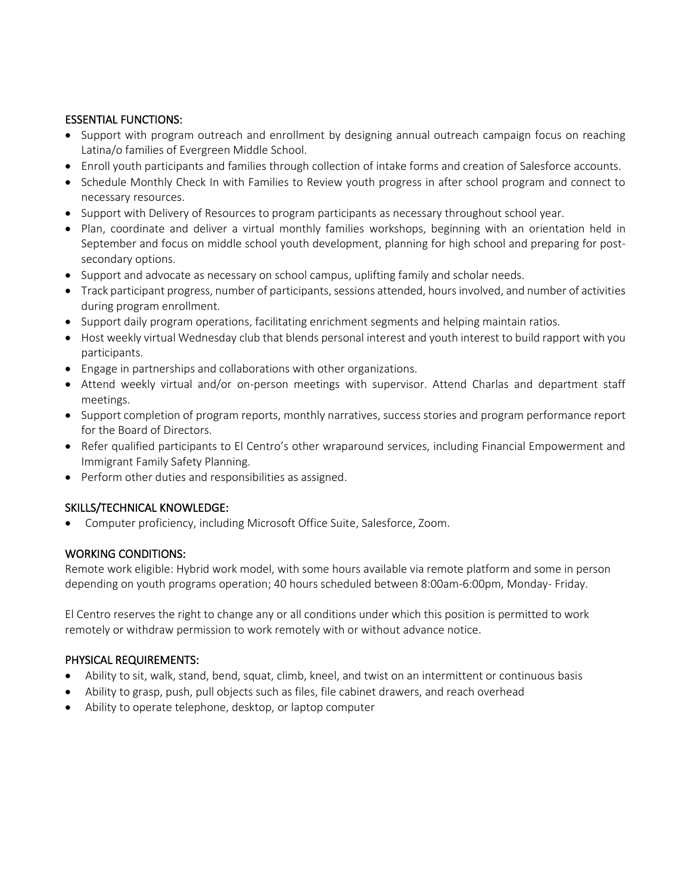## ESSENTIAL FUNCTIONS:

- Support with program outreach and enrollment by designing annual outreach campaign focus on reaching Latina/o families of Evergreen Middle School.
- Enroll youth participants and families through collection of intake forms and creation of Salesforce accounts.
- Schedule Monthly Check In with Families to Review youth progress in after school program and connect to necessary resources.
- Support with Delivery of Resources to program participants as necessary throughout school year.
- Plan, coordinate and deliver a virtual monthly families workshops, beginning with an orientation held in September and focus on middle school youth development, planning for high school and preparing for post-secondary options.
- Support and advocate as necessary on school campus, uplifting family and scholar needs.
- Track participant progress, number of participants, sessions attended, hours involved, and number of activities during program enrollment.
- Support daily program operations, facilitating enrichment segments and helping maintain ratios.
- Host weekly virtual Wednesday club that blends personal interest and youth interest to build rapport with you participants.
- Engage in partnerships and collaborations with other organizations.
- Attend weekly virtual and/or on-person meetings with supervisor. Attend Charlas and department staff meetings.
- Support completion of program reports, monthly narratives, success stories and program performance report for the Board of Directors.
- Refer qualified participants to El Centro's other wraparound services, including Financial Empowerment and Immigrant Family Safety Planning.
- Perform other duties and responsibilities as assigned.

## SKILLS/TECHNICAL KNOWLEDGE:

- Computer proficiency, including Microsoft Office Suite, Salesforce, Zoom.

## WORKING CONDITIONS:

Remote work eligible: Hybrid work model, with some hours available via remote platform and some in person depending on youth programs operation; 40 hours scheduled between 8:00am-6:00pm, Monday- Friday.

El Centro reserves the right to change any or all conditions under which this position is permitted to work remotely or withdraw permission to work remotely with or without advance notice.

## PHYSICAL REQUIREMENTS:

- Ability to sit, walk, stand, bend, squat, climb, kneel, and twist on an intermittent or continuous basis
- Ability to grasp, push, pull objects such as files, file cabinet drawers, and reach overhead
- Ability to operate telephone, desktop, or laptop computer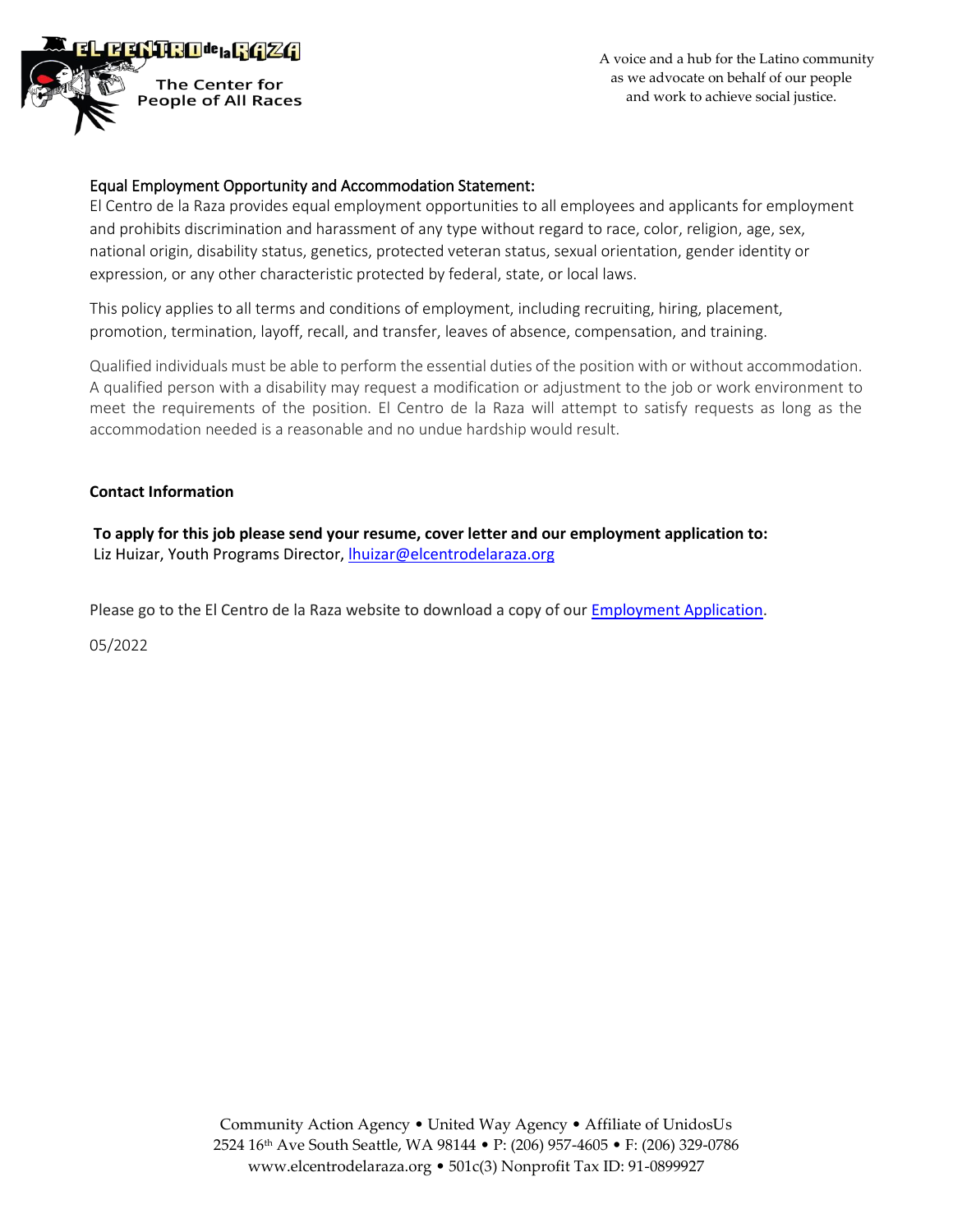## Equal Employment Opportunity and Accommodation Statement:

El Centro de la Raza provides equal employment opportunities to all employees and applicants for employment and prohibits discrimination and harassment of any type without regard to race, color, religion, age, sex, national origin, disability status, genetics, protected veteran status, sexual orientation, gender identity or expression, or any other characteristic protected by federal, state, or local laws.

This policy applies to all terms and conditions of employment, including recruiting, hiring, placement, promotion, termination, layoff, recall, and transfer, leaves of absence, compensation, and training.

Qualified individuals must be able to perform the essential duties of the position with or without accommodation. A qualified person with a disability may request a modification or adjustment to the job or work environment to meet the requirements of the position. El Centro de la Raza will attempt to satisfy requests as long as the accommodation needed is a reasonable and no undue hardship would result.

**Contact Information**

**To apply for this job please send your resume, cover letter and our employment application to:**
Liz Huizar, Youth Programs Director, lhuizar@elcentrodelaraza.org

Please go to the El Centro de la Raza website to download a copy of our Employment Application.

05/2022